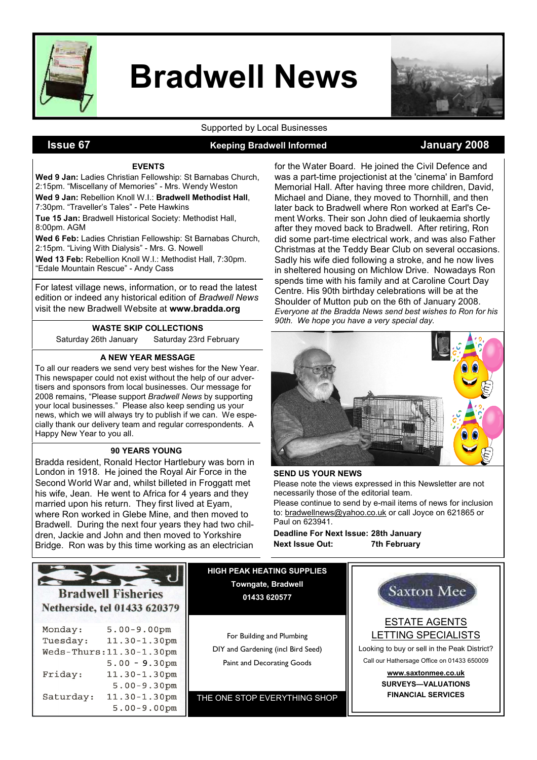# Bradwell News

Supported by Local Businesses

**Issue 67** | **Keeping Bradwell Informed** | **January 2008**

### EVENTS

**Wed 9 Jan:** Ladies Christian Fellowship: St Barnabas Church, 2:15pm. "Miscellany of Memories" - Mrs. Wendy Weston

**Wed 9 Jan:** Rebellion Knoll W.I.: **Bradwell Methodist Hall**, 7:30pm. "Traveller's Tales" - Pete Hawkins

**Tue 15 Jan:** Bradwell Historical Society: Methodist Hall, 8:00pm. AGM

**Wed 6 Feb:** Ladies Christian Fellowship: St Barnabas Church, 2:15pm. "Living With Dialysis" - Mrs. G. Nowell

**Wed 13 Feb:** Rebellion Knoll W.I.: Methodist Hall, 7:30pm. "Edale Mountain Rescue" - Andy Cass

For latest village news, information, or to read the latest edition or indeed any historical edition of *Bradwell News* visit the new Bradwell Website at **www.bradda.org**

### WASTE SKIP COLLECTIONS

Saturday 26th January    Saturday 23rd February

### A NEW YEAR MESSAGE

To all our readers we send very best wishes for the New Year. This newspaper could not exist without the help of our advertisers and sponsors from local businesses. Our message for 2008 remains, "Please support *Bradwell News* by supporting your local businesses." Please also keep sending us your news, which we will always try to publish if we can. We especially thank our delivery team and regular correspondents. A Happy New Year to you all.

### 90 YEARS YOUNG

Bradda resident, Ronald Hector Hartlebury was born in London in 1918. He joined the Royal Air Force in the Second World War and, whilst billeted in Froggatt met his wife, Jean. He went to Africa for 4 years and they married upon his return. They first lived at Eyam, where Ron worked in Glebe Mine, and then moved to Bradwell. During the next four years they had two children, Jackie and John and then moved to Yorkshire Bridge. Ron was by this time working as an electrician for the Water Board. He joined the Civil Defence and was a part-time projectionist at the 'cinema' in Bamford Memorial Hall. After having three more children, David, Michael and Diane, they moved to Thornhill, and then later back to Bradwell where Ron worked at Earl's Cement Works. Their son John died of leukaemia shortly after they moved back to Bradwell. After retiring, Ron did some part-time electrical work, and was also Father Christmas at the Teddy Bear Club on several occasions. Sadly his wife died following a stroke, and he now lives in sheltered housing on Michlow Drive. Nowadays Ron spends time with his family and at Caroline Court Day Centre. His 90th birthday celebrations will be at the Shoulder of Mutton pub on the 6th of January 2008.

*Everyone at the Bradda News send best wishes to Ron for his 90th. We hope you have a very special day.*

### SEND US YOUR NEWS

Please note the views expressed in this Newsletter are not necessarily those of the editorial team.

Please continue to send by e-mail items of news for inclusion to: bradwellnews@yahoo.co.uk or call Joyce on 621865 or Paul on 623941.

**Deadline For Next Issue: 28th January**
**Next Issue Out: 7th February**

---

**Bradwell Fisheries**
**Netherside, tel 01433 620379**

| | |
|---|---|
| Monday: | 5.00-9.00pm |
| Tuesday: | 11.30-1.30pm |
| Weds-Thurs: | 11.30-1.30pm |
| | 5.00 - 9.30pm |
| Friday: | 11.30-1.30pm |
| | 5.00-9.30pm |
| Saturday: | 11.30-1.30pm |
| | 5.00-9.00pm |

---

**HIGH PEAK HEATING SUPPLIES**
**Towngate, Bradwell**
**01433 620577**

For Building and Plumbing
DIY and Gardening (incl Bird Seed)
Paint and Decorating Goods

THE ONE STOP EVERYTHING SHOP

---

**Saxton Mee**

ESTATE AGENTS
LETTING SPECIALISTS

Looking to buy or sell in the Peak District?
Call our Hathersage Office on 01433 650009

**www.saxtonmee.co.uk**
**SURVEYS—VALUATIONS**
**FINANCIAL SERVICES**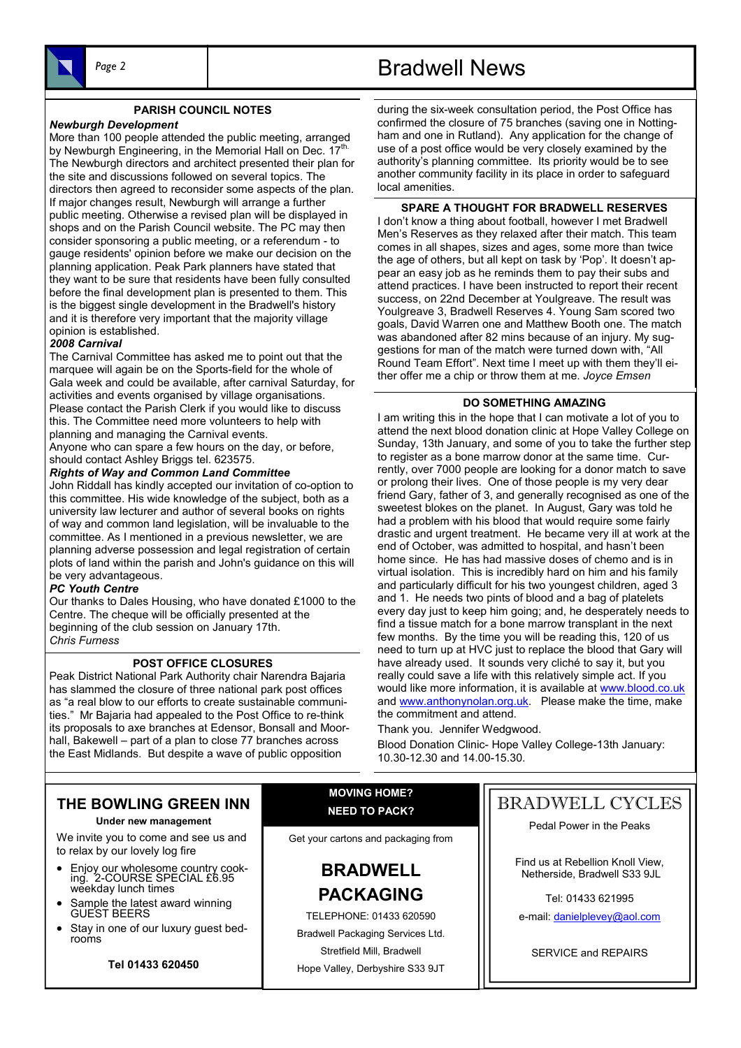## PARISH COUNCIL NOTES

***Newburgh Development***

More than 100 people attended the public meeting, arranged by Newburgh Engineering, in the Memorial Hall on Dec. 17th. The Newburgh directors and architect presented their plan for the site and discussions followed on several topics. The directors then agreed to reconsider some aspects of the plan. If major changes result, Newburgh will arrange a further public meeting. Otherwise a revised plan will be displayed in shops and on the Parish Council website. The PC may then consider sponsoring a public meeting, or a referendum - to gauge residents' opinion before we make our decision on the planning application. Peak Park planners have stated that they want to be sure that residents have been fully consulted before the final development plan is presented to them. This is the biggest single development in the Bradwell's history and it is therefore very important that the majority village opinion is established.

***2008 Carnival***

The Carnival Committee has asked me to point out that the marquee will again be on the Sports-field for the whole of Gala week and could be available, after carnival Saturday, for activities and events organised by village organisations. Please contact the Parish Clerk if you would like to discuss this. The Committee need more volunteers to help with planning and managing the Carnival events.

Anyone who can spare a few hours on the day, or before, should contact Ashley Briggs tel. 623575.

***Rights of Way and Common Land Committee***

John Riddall has kindly accepted our invitation of co-option to this committee. His wide knowledge of the subject, both as a university law lecturer and author of several books on rights of way and common land legislation, will be invaluable to the committee. As I mentioned in a previous newsletter, we are planning adverse possession and legal registration of certain plots of land within the parish and John's guidance on this will be very advantageous.

***PC Youth Centre***

Our thanks to Dales Housing, who have donated £1000 to the Centre. The cheque will be officially presented at the beginning of the club session on January 17th.

*Chris Furness*

## POST OFFICE CLOSURES

Peak District National Park Authority chair Narendra Bajaria has slammed the closure of three national park post offices as "a real blow to our efforts to create sustainable communities." Mr Bajaria had appealed to the Post Office to re-think its proposals to axe branches at Edensor, Bonsall and Moorhall, Bakewell – part of a plan to close 77 branches across the East Midlands. But despite a wave of public opposition during the six-week consultation period, the Post Office has confirmed the closure of 75 branches (saving one in Nottingham and one in Rutland). Any application for the change of use of a post office would be very closely examined by the authority's planning committee. Its priority would be to see another community facility in its place in order to safeguard local amenities.

## SPARE A THOUGHT FOR BRADWELL RESERVES

I don't know a thing about football, however I met Bradwell Men's Reserves as they relaxed after their match. This team comes in all shapes, sizes and ages, some more than twice the age of others, but all kept on task by 'Pop'. It doesn't appear an easy job as he reminds them to pay their subs and attend practices. I have been instructed to report their recent success, on 22nd December at Youlgreave. The result was Youlgreave 3, Bradwell Reserves 4. Young Sam scored two goals, David Warren one and Matthew Booth one. The match was abandoned after 82 mins because of an injury. My suggestions for man of the match were turned down with, "All Round Team Effort". Next time I meet up with them they'll either offer me a chip or throw them at me. *Joyce Emsen*

## DO SOMETHING AMAZING

I am writing this in the hope that I can motivate a lot of you to attend the next blood donation clinic at Hope Valley College on Sunday, 13th January, and some of you to take the further step to register as a bone marrow donor at the same time. Currently, over 7000 people are looking for a donor match to save or prolong their lives. One of those people is my very dear friend Gary, father of 3, and generally recognised as one of the sweetest blokes on the planet. In August, Gary was told he had a problem with his blood that would require some fairly drastic and urgent treatment. He became very ill at work at the end of October, was admitted to hospital, and hasn't been home since. He has had massive doses of chemo and is in virtual isolation. This is incredibly hard on him and his family and particularly difficult for his two youngest children, aged 3 and 1. He needs two pints of blood and a bag of platelets every day just to keep him going; and, he desperately needs to find a tissue match for a bone marrow transplant in the next few months. By the time you will be reading this, 120 of us need to turn up at HVC just to replace the blood that Gary will have already used. It sounds very cliché to say it, but you really could save a life with this relatively simple act. If you would like more information, it is available at www.blood.co.uk and www.anthonynolan.org.uk. Please make the time, make the commitment and attend.

Thank you. Jennifer Wedgwood.

Blood Donation Clinic- Hope Valley College-13th January: 10.30-12.30 and 14.00-15.30.

---

## THE BOWLING GREEN INN

**Under new management**

We invite you to come and see us and to relax by our lovely log fire

- Enjoy our wholesome country cooking. 2-COURSE SPECIAL £6.95 weekday lunch times
- Sample the latest award winning GUEST BEERS
- Stay in one of our luxury guest bedrooms

**Tel 01433 620450**

---

**MOVING HOME?**
**NEED TO PACK?**

Get your cartons and packaging from

## BRADWELL PACKAGING

TELEPHONE: 01433 620590

Bradwell Packaging Services Ltd.

Stretfield Mill, Bradwell

Hope Valley, Derbyshire S33 9JT

---

## BRADWELL CYCLES

Pedal Power in the Peaks

Find us at Rebellion Knoll View, Netherside, Bradwell S33 9JL

Tel: 01433 621995

e-mail: danielplevey@aol.com

SERVICE and REPAIRS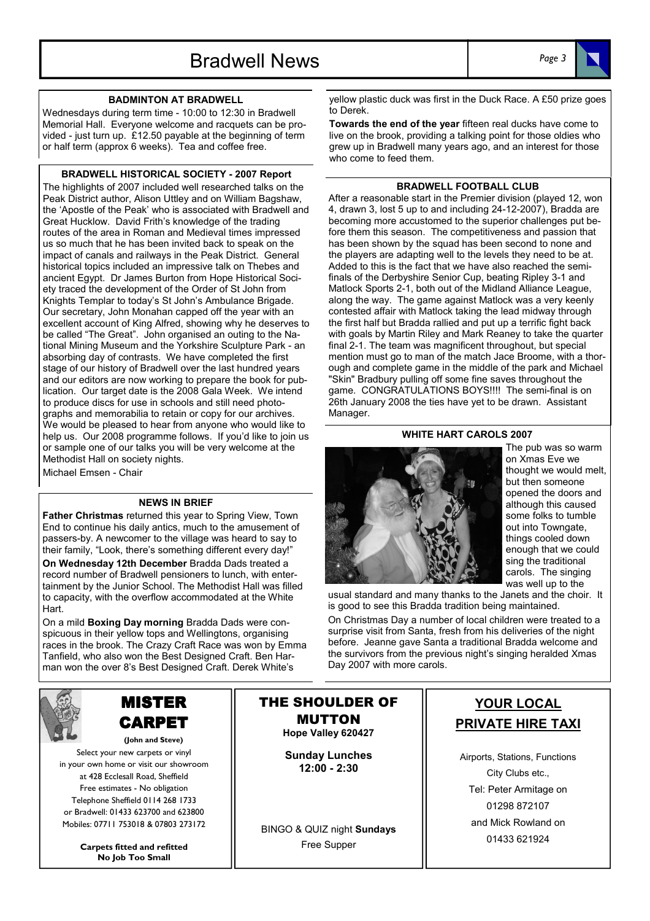## BADMINTON AT BRADWELL

Wednesdays during term time - 10:00 to 12:30 in Bradwell Memorial Hall. Everyone welcome and racquets can be provided - just turn up. £12.50 payable at the beginning of term or half term (approx 6 weeks). Tea and coffee free.

## BRADWELL HISTORICAL SOCIETY - 2007 Report

The highlights of 2007 included well researched talks on the Peak District author, Alison Uttley and on William Bagshaw, the 'Apostle of the Peak' who is associated with Bradwell and Great Hucklow. David Frith's knowledge of the trading routes of the area in Roman and Medieval times impressed us so much that he has been invited back to speak on the impact of canals and railways in the Peak District. General historical topics included an impressive talk on Thebes and ancient Egypt. Dr James Burton from Hope Historical Society traced the development of the Order of St John from Knights Templar to today's St John's Ambulance Brigade. Our secretary, John Monahan capped off the year with an excellent account of King Alfred, showing why he deserves to be called "The Great". John organised an outing to the National Mining Museum and the Yorkshire Sculpture Park - an absorbing day of contrasts. We have completed the first stage of our history of Bradwell over the last hundred years and our editors are now working to prepare the book for publication. Our target date is the 2008 Gala Week. We intend to produce discs for use in schools and still need photographs and memorabilia to retain or copy for our archives. We would be pleased to hear from anyone who would like to help us. Our 2008 programme follows. If you'd like to join us or sample one of our talks you will be very welcome at the Methodist Hall on society nights.

Michael Emsen - Chair

## NEWS IN BRIEF

**Father Christmas** returned this year to Spring View, Town End to continue his daily antics, much to the amusement of passers-by. A newcomer to the village was heard to say to their family, "Look, there's something different every day!"

**On Wednesday 12th December** Bradda Dads treated a record number of Bradwell pensioners to lunch, with entertainment by the Junior School. The Methodist Hall was filled to capacity, with the overflow accommodated at the White Hart.

On a mild **Boxing Day morning** Bradda Dads were conspicuous in their yellow tops and Wellingtons, organising races in the brook. The Crazy Craft Race was won by Emma Tanfield, who also won the Best Designed Craft. Ben Harman won the over 8's Best Designed Craft. Derek White's yellow plastic duck was first in the Duck Race. A £50 prize goes to Derek.

**Towards the end of the year** fifteen real ducks have come to live on the brook, providing a talking point for those oldies who grew up in Bradwell many years ago, and an interest for those who come to feed them.

## BRADWELL FOOTBALL CLUB

After a reasonable start in the Premier division (played 12, won 4, drawn 3, lost 5 up to and including 24-12-2007), Bradda are becoming more accustomed to the superior challenges put before them this season. The competitiveness and passion that has been shown by the squad has been second to none and the players are adapting well to the levels they need to be at. Added to this is the fact that we have also reached the semi-finals of the Derbyshire Senior Cup, beating Ripley 3-1 and Matlock Sports 2-1, both out of the Midland Alliance League, along the way. The game against Matlock was a very keenly contested affair with Matlock taking the lead midway through the first half but Bradda rallied and put up a terrific fight back with goals by Martin Riley and Mark Reaney to take the quarter final 2-1. The team was magnificent throughout, but special mention must go to man of the match Jace Broome, with a thorough and complete game in the middle of the park and Michael "Skin" Bradbury pulling off some fine saves throughout the game. CONGRATULATIONS BOYS!!!! The semi-final is on 26th January 2008 the ties have yet to be drawn. Assistant Manager.

## WHITE HART CAROLS 2007

The pub was so warm on Xmas Eve we thought we would melt, but then someone opened the doors and although this caused some folks to tumble out into Towngate, things cooled down enough that we could sing the traditional carols. The singing was well up to the usual standard and many thanks to the Janets and the choir. It is good to see this Bradda tradition being maintained.

On Christmas Day a number of local children were treated to a surprise visit from Santa, fresh from his deliveries of the night before. Jeanne gave Santa a traditional Bradda welcome and the survivors from the previous night's singing heralded Xmas Day 2007 with more carols.

---

## MISTER CARPET

**(John and Steve)**

Select your new carpets or vinyl in your own home or visit our showroom at 428 Ecclesall Road, Sheffield
Free estimates - No obligation
Telephone Sheffield 0114 268 1733
or Bradwell: 01433 623700 and 623800
Mobiles: 07711 753018 & 07803 273172

**Carpets fitted and refitted**
**No Job Too Small**

## THE SHOULDER OF MUTTON

**Hope Valley 620427**

**Sunday Lunches**
**12:00 - 2:30**

BINGO & QUIZ night **Sundays**
Free Supper

## YOUR LOCAL PRIVATE HIRE TAXI

Airports, Stations, Functions
City Clubs etc.,
Tel: Peter Armitage on
01298 872107
and Mick Rowland on
01433 621924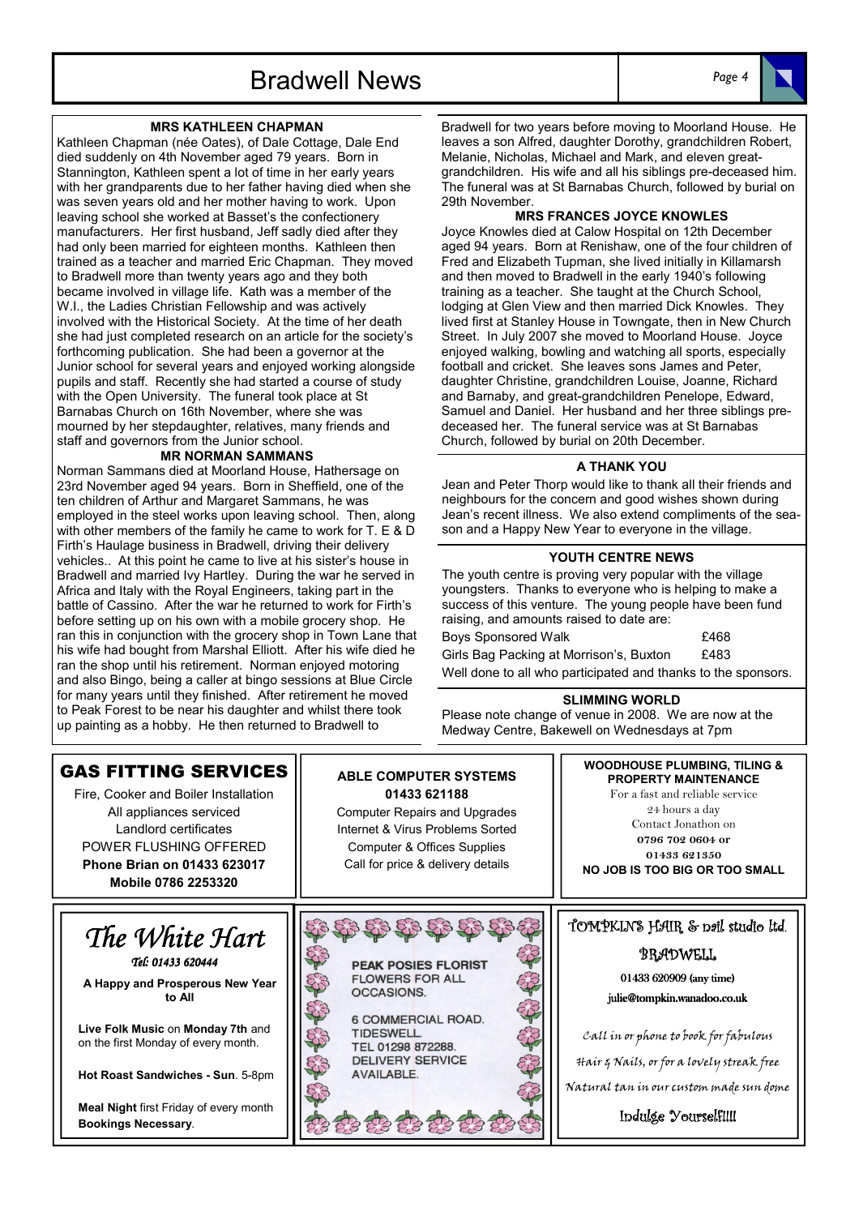### MRS KATHLEEN CHAPMAN

Kathleen Chapman (née Oates), of Dale Cottage, Dale End died suddenly on 4th November aged 79 years. Born in Stannington, Kathleen spent a lot of time in her early years with her grandparents due to her father having died when she was seven years old and her mother having to work. Upon leaving school she worked at Basset's the confectionery manufacturers. Her first husband, Jeff sadly died after they had only been married for eighteen months. Kathleen then trained as a teacher and married Eric Chapman. They moved to Bradwell more than twenty years ago and they both became involved in village life. Kath was a member of the W.I., the Ladies Christian Fellowship and was actively involved with the Historical Society. At the time of her death she had just completed research on an article for the society's forthcoming publication. She had been a governor at the Junior school for several years and enjoyed working alongside pupils and staff. Recently she had started a course of study with the Open University. The funeral took place at St Barnabas Church on 16th November, where she was mourned by her stepdaughter, relatives, many friends and staff and governors from the Junior school.

### MR NORMAN SAMMANS

Norman Sammans died at Moorland House, Hathersage on 23rd November aged 94 years. Born in Sheffield, one of the ten children of Arthur and Margaret Sammans, he was employed in the steel works upon leaving school. Then, along with other members of the family he came to work for T. E & D Firth's Haulage business in Bradwell, driving their delivery vehicles.. At this point he came to live at his sister's house in Bradwell and married Ivy Hartley. During the war he served in Africa and Italy with the Royal Engineers, taking part in the battle of Cassino. After the war he returned to work for Firth's before setting up on his own with a mobile grocery shop. He ran this in conjunction with the grocery shop in Town Lane that his wife had bought from Marshal Elliott. After his wife died he ran the shop until his retirement. Norman enjoyed motoring and also Bingo, being a caller at bingo sessions at Blue Circle for many years until they finished. After retirement he moved to Peak Forest to be near his daughter and whilst there took up painting as a hobby. He then returned to Bradwell to Bradwell for two years before moving to Moorland House. He leaves a son Alfred, daughter Dorothy, grandchildren Robert, Melanie, Nicholas, Michael and Mark, and eleven great-grandchildren. His wife and all his siblings pre-deceased him. The funeral was at St Barnabas Church, followed by burial on 29th November.

### MRS FRANCES JOYCE KNOWLES

Joyce Knowles died at Calow Hospital on 12th December aged 94 years. Born at Renishaw, one of the four children of Fred and Elizabeth Tupman, she lived initially in Killamarsh and then moved to Bradwell in the early 1940's following training as a teacher. She taught at the Church School, lodging at Glen View and then married Dick Knowles. They lived first at Stanley House in Towngate, then in New Church Street. In July 2007 she moved to Moorland House. Joyce enjoyed walking, bowling and watching all sports, especially football and cricket. She leaves sons James and Peter, daughter Christine, grandchildren Louise, Joanne, Richard and Barnaby, and great-grandchildren Penelope, Edward, Samuel and Daniel. Her husband and her three siblings pre-deceased her. The funeral service was at St Barnabas Church, followed by burial on 20th December.

### A THANK YOU

Jean and Peter Thorp would like to thank all their friends and neighbours for the concern and good wishes shown during Jean's recent illness. We also extend compliments of the season and a Happy New Year to everyone in the village.

### YOUTH CENTRE NEWS

The youth centre is proving very popular with the village youngsters. Thanks to everyone who is helping to make a success of this venture. The young people have been fund raising, and amounts raised to date are:

| | |
|---|---|
| Boys Sponsored Walk | £468 |
| Girls Bag Packing at Morrison's, Buxton | £483 |

Well done to all who participated and thanks to the sponsors.

### SLIMMING WORLD

Please note change of venue in 2008. We are now at the Medway Centre, Bakewell on Wednesdays at 7pm

## GAS FITTING SERVICES

Fire, Cooker and Boiler Installation
All appliances serviced
Landlord certificates
POWER FLUSHING OFFERED
**Phone Brian on 01433 623017**
**Mobile 0786 2253320**

**ABLE COMPUTER SYSTEMS**
**01433 621188**
Computer Repairs and Upgrades
Internet & Virus Problems Sorted
Computer & Offices Supplies
Call for price & delivery details

**WOODHOUSE PLUMBING, TILING & PROPERTY MAINTENANCE**
For a fast and reliable service
24 hours a day
Contact Jonathon on
0796 702 0604 or
01433 621350
**NO JOB IS TOO BIG OR TOO SMALL**

## *The White Hart*

*Tel: 01433 620444*

**A Happy and Prosperous New Year to All**

**Live Folk Music** on **Monday 7th** and on the first Monday of every month.

**Hot Roast Sandwiches - Sun**. 5-8pm

**Meal Night** first Friday of every month **Bookings Necessary**.

PEAK POSIES FLORIST
FLOWERS FOR ALL OCCASIONS.
6 COMMERCIAL ROAD.
TIDESWELL.
TEL 01298 872288.
DELIVERY SERVICE AVAILABLE.

TOMPKINS HAIR & nail studio ltd.
BRADWELL
01433 620909 (any time)
julie@tompkin.wanadoo.co.uk

*Call in or phone to book for fabulous Hair & Nails, or for a lovely streak free Natural tan in our custom made sun dome*

Indulge Yourself!!!!